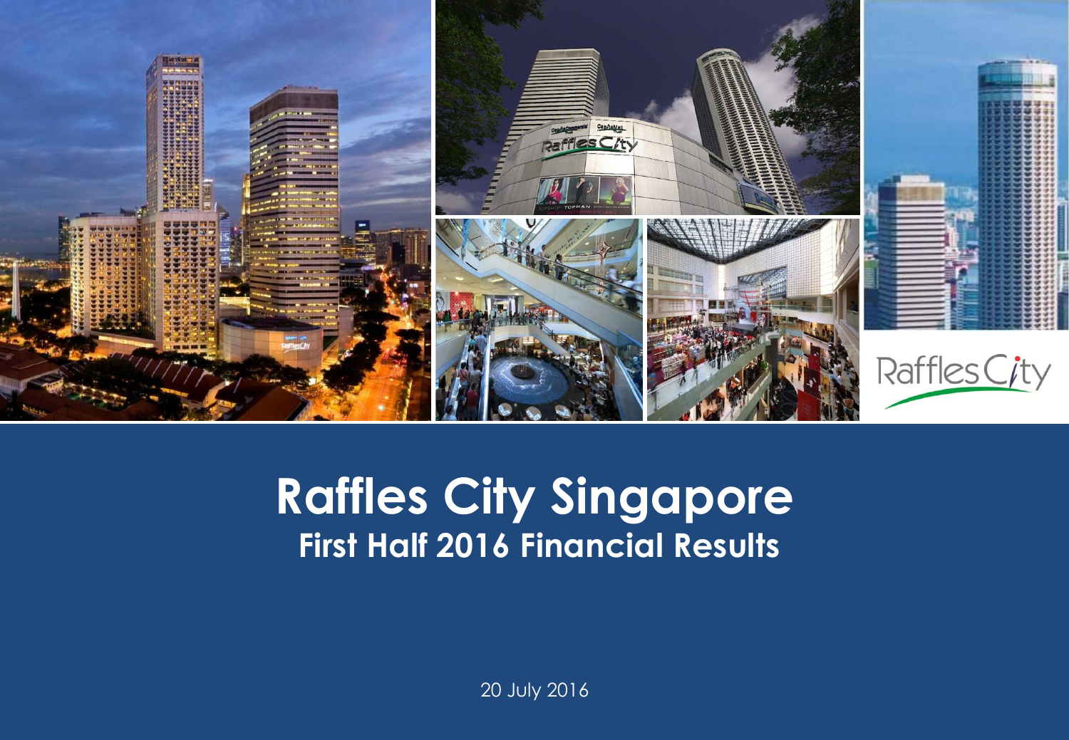# Raffles City Singapore

## First Half 2016 Financial Results

20 July 2016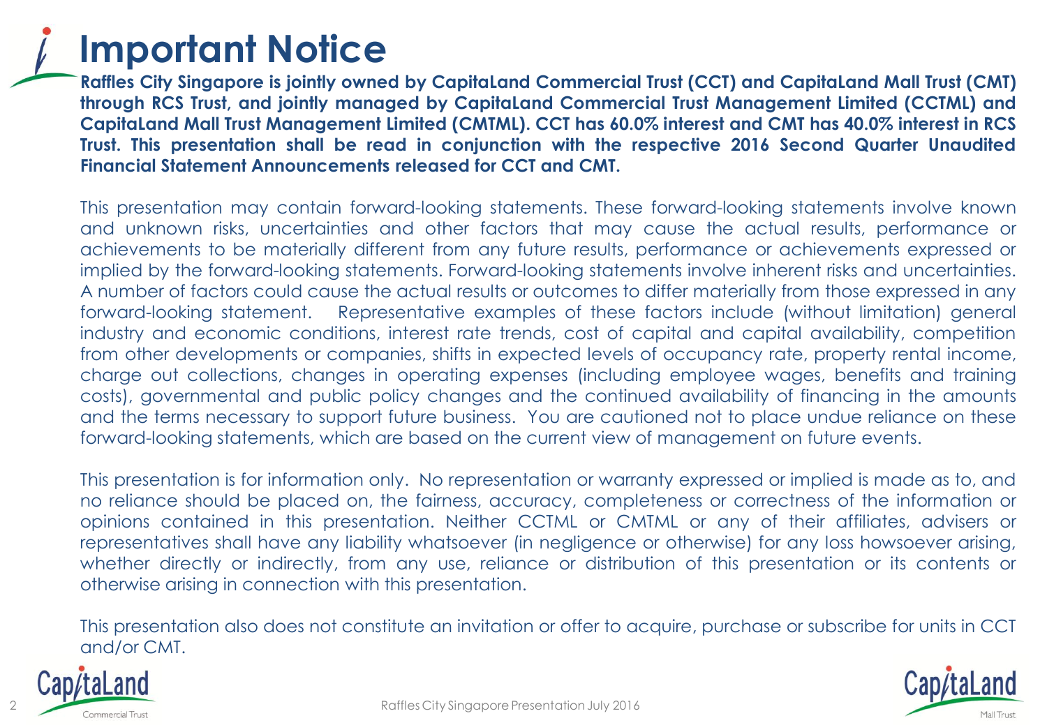# Important Notice

**Raffles City Singapore is jointly owned by CapitaLand Commercial Trust (CCT) and CapitaLand Mall Trust (CMT) through RCS Trust, and jointly managed by CapitaLand Commercial Trust Management Limited (CCTML) and CapitaLand Mall Trust Management Limited (CMTML). CCT has 60.0% interest and CMT has 40.0% interest in RCS Trust. This presentation shall be read in conjunction with the respective 2016 Second Quarter Unaudited Financial Statement Announcements released for CCT and CMT.**

This presentation may contain forward-looking statements. These forward-looking statements involve known and unknown risks, uncertainties and other factors that may cause the actual results, performance or achievements to be materially different from any future results, performance or achievements expressed or implied by the forward-looking statements. Forward-looking statements involve inherent risks and uncertainties. A number of factors could cause the actual results or outcomes to differ materially from those expressed in any forward-looking statement. Representative examples of these factors include (without limitation) general industry and economic conditions, interest rate trends, cost of capital and capital availability, competition from other developments or companies, shifts in expected levels of occupancy rate, property rental income, charge out collections, changes in operating expenses (including employee wages, benefits and training costs), governmental and public policy changes and the continued availability of financing in the amounts and the terms necessary to support future business. You are cautioned not to place undue reliance on these forward-looking statements, which are based on the current view of management on future events.

This presentation is for information only. No representation or warranty expressed or implied is made as to, and no reliance should be placed on, the fairness, accuracy, completeness or correctness of the information or opinions contained in this presentation. Neither CCTML or CMTML or any of their affiliates, advisers or representatives shall have any liability whatsoever (in negligence or otherwise) for any loss howsoever arising, whether directly or indirectly, from any use, reliance or distribution of this presentation or its contents or otherwise arising in connection with this presentation.

This presentation also does not constitute an invitation or offer to acquire, purchase or subscribe for units in CCT and/or CMT.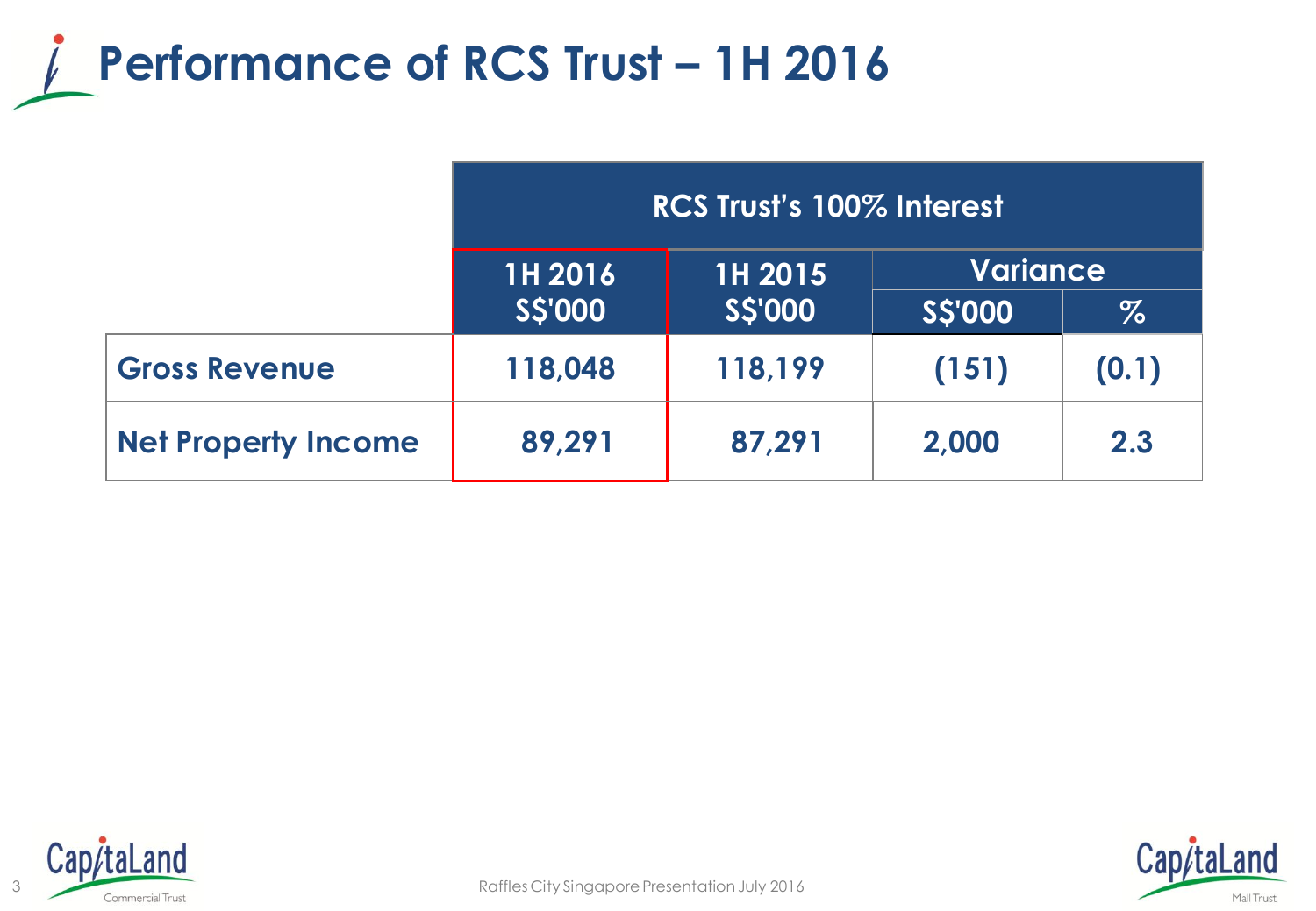# Performance of RCS Trust – 1H 2016

| | RCS Trust's 100% Interest | | | |
|---|---|---|---|---|
| | 1H 2016 S$'000 | 1H 2015 S$'000 | Variance | |
| | | | S$'000 | % |
| **Gross Revenue** | 118,048 | 118,199 | (151) | (0.1) |
| **Net Property Income** | 89,291 | 87,291 | 2,000 | 2.3 |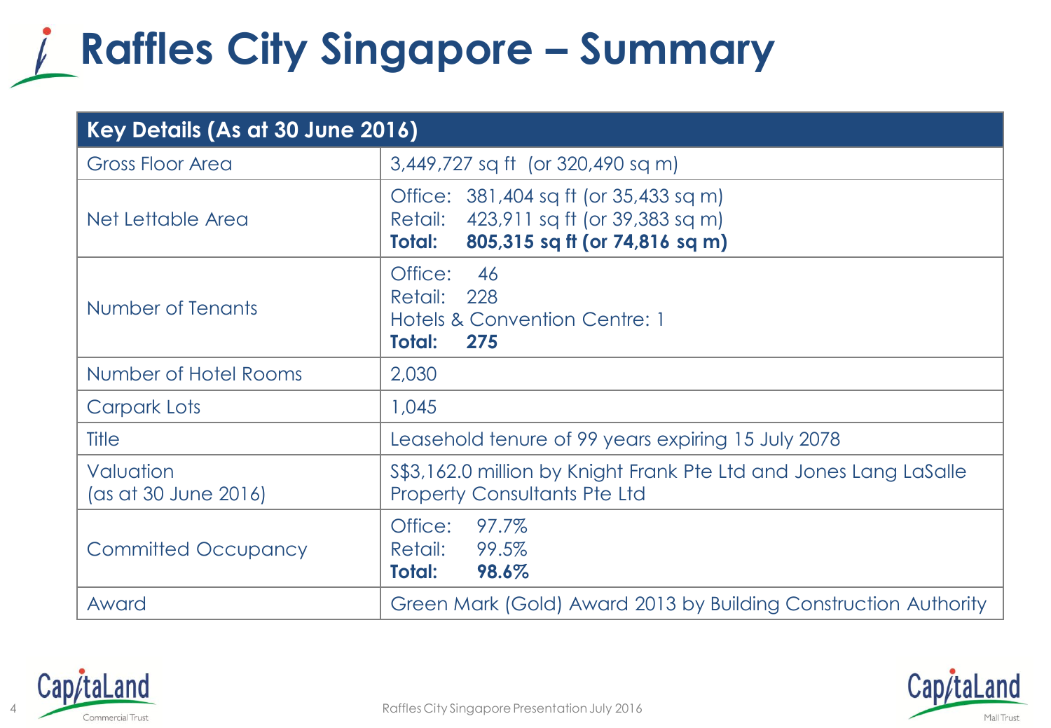# Raffles City Singapore – Summary

| Key Details (As at 30 June 2016) | |
|---|---|
| Gross Floor Area | 3,449,727 sq ft (or 320,490 sq m) |
| Net Lettable Area | Office: 381,404 sq ft (or 35,433 sq m)<br>Retail: 423,911 sq ft (or 39,383 sq m)<br>**Total: 805,315 sq ft (or 74,816 sq m)** |
| Number of Tenants | Office: 46<br>Retail: 228<br>Hotels & Convention Centre: 1<br>**Total: 275** |
| Number of Hotel Rooms | 2,030 |
| Carpark Lots | 1,045 |
| Title | Leasehold tenure of 99 years expiring 15 July 2078 |
| Valuation (as at 30 June 2016) | S$3,162.0 million by Knight Frank Pte Ltd and Jones Lang LaSalle Property Consultants Pte Ltd |
| Committed Occupancy | Office: 97.7%<br>Retail: 99.5%<br>**Total: 98.6%** |
| Award | Green Mark (Gold) Award 2013 by Building Construction Authority |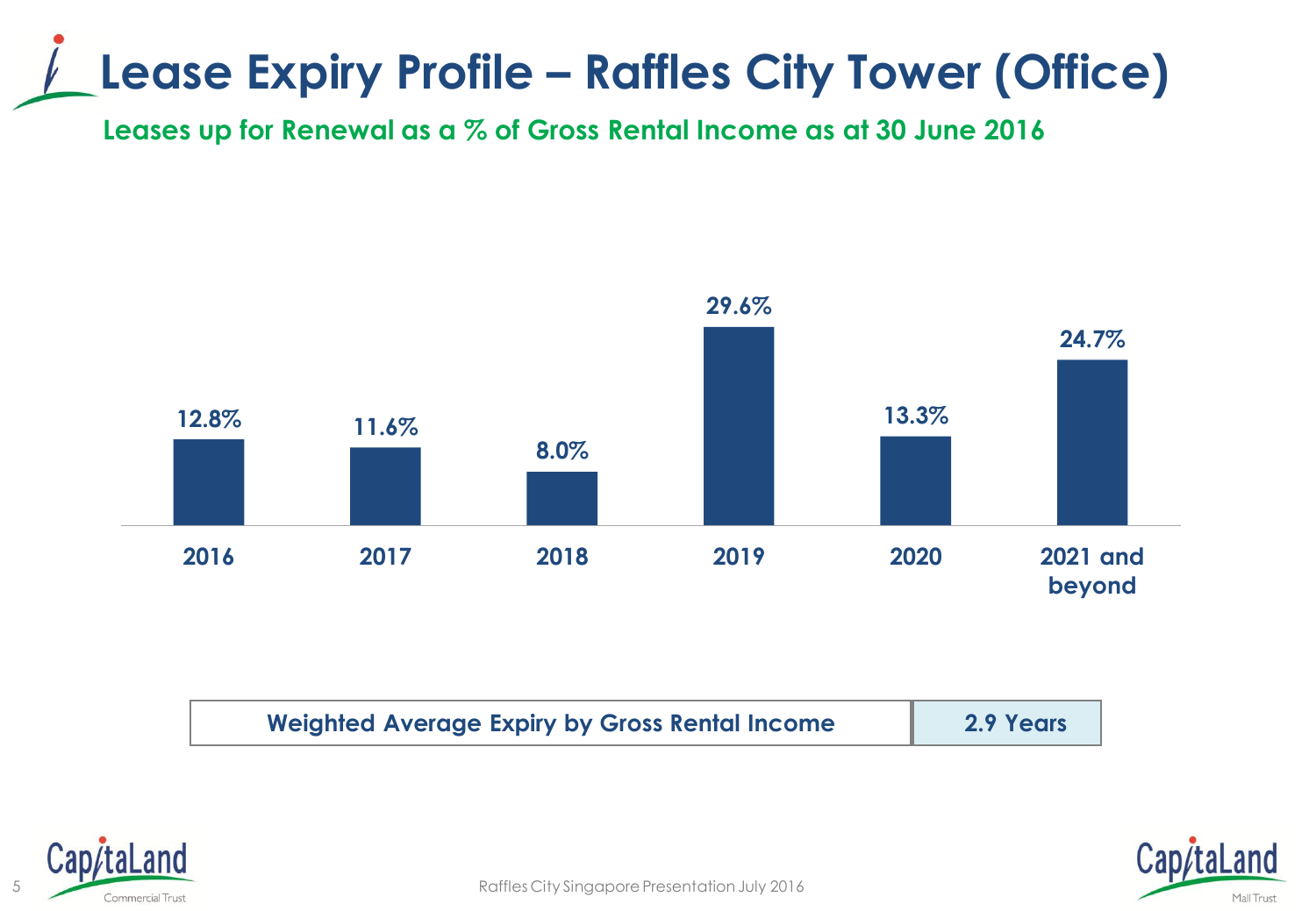# Lease Expiry Profile – Raffles City Tower (Office)

## Leases up for Renewal as a % of Gross Rental Income as at 30 June 2016

| 2016 | 2017 | 2018 | 2019 | 2020 | 2021 and beyond |
|---|---|---|---|---|---|
| 12.8% | 11.6% | 8.0% | 29.6% | 13.3% | 24.7% |

| Weighted Average Expiry by Gross Rental Income | 2.9 Years |
|---|---|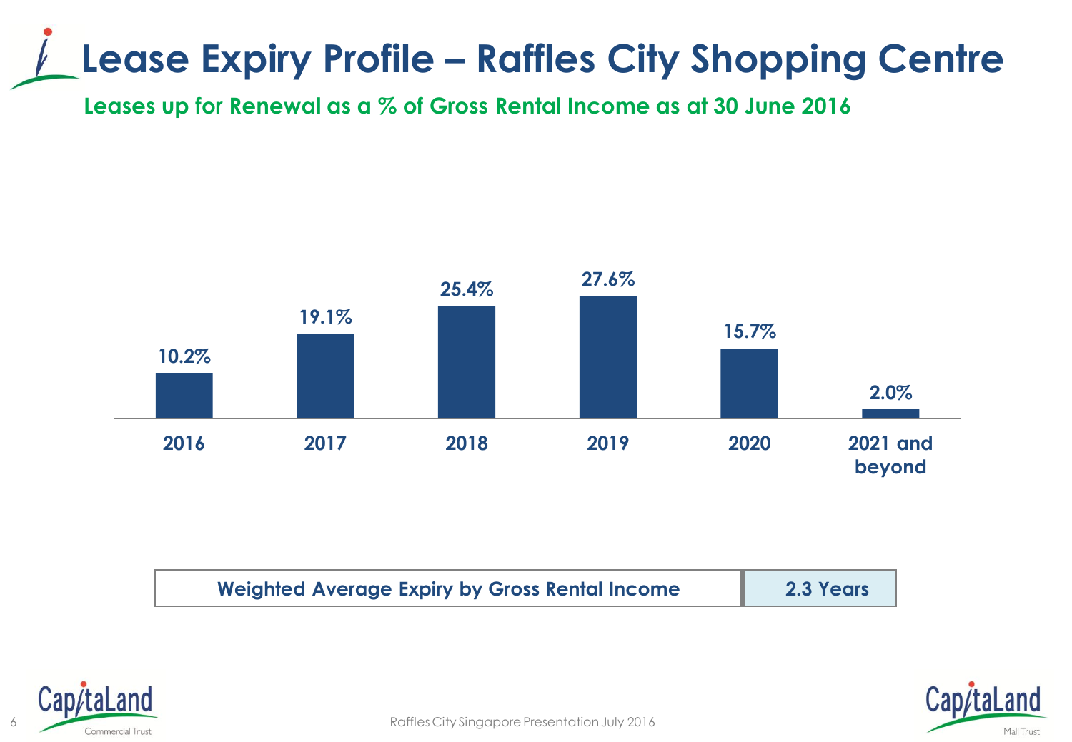# Lease Expiry Profile – Raffles City Shopping Centre

## Leases up for Renewal as a % of Gross Rental Income as at 30 June 2016

| 2016 | 2017 | 2018 | 2019 | 2020 | 2021 and beyond |
|---|---|---|---|---|---|
| 10.2% | 19.1% | 25.4% | 27.6% | 15.7% | 2.0% |

| Weighted Average Expiry by Gross Rental Income | 2.3 Years |
|---|---|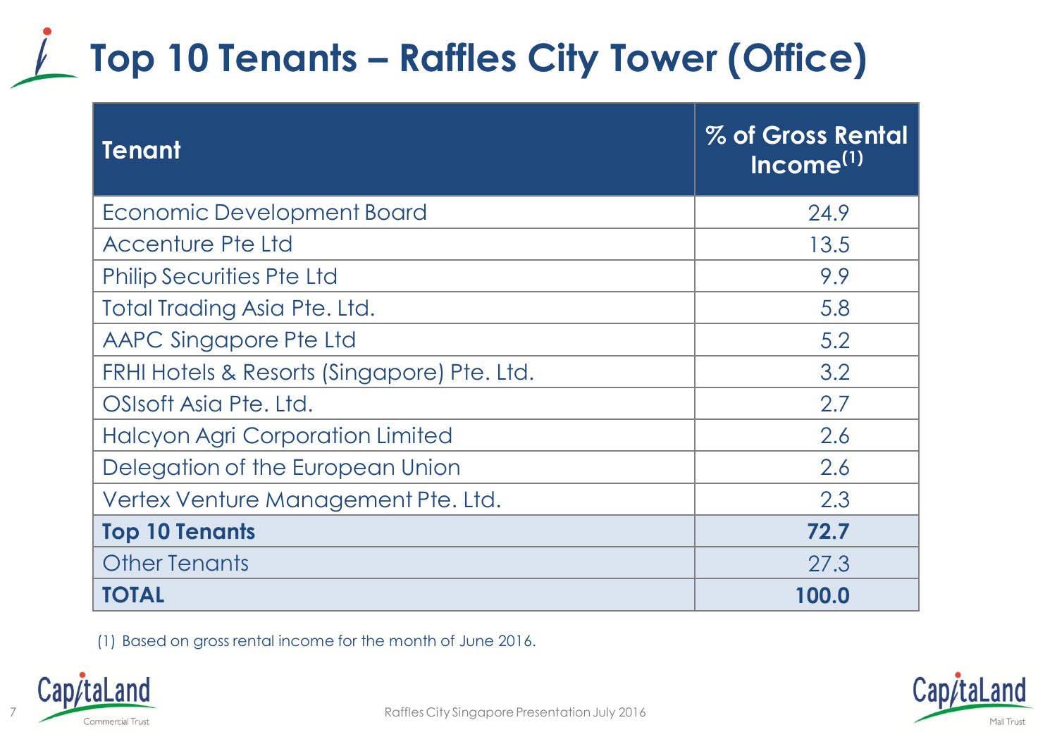# Top 10 Tenants – Raffles City Tower (Office)

| Tenant | % of Gross Rental Income[1] |
|---|---|
| Economic Development Board | 24.9 |
| Accenture Pte Ltd | 13.5 |
| Philip Securities Pte Ltd | 9.9 |
| Total Trading Asia Pte. Ltd. | 5.8 |
| AAPC Singapore Pte Ltd | 5.2 |
| FRHI Hotels & Resorts (Singapore) Pte. Ltd. | 3.2 |
| OSIsoft Asia Pte. Ltd. | 2.7 |
| Halcyon Agri Corporation Limited | 2.6 |
| Delegation of the European Union | 2.6 |
| Vertex Venture Management Pte. Ltd. | 2.3 |
| **Top 10 Tenants** | **72.7** |
| Other Tenants | 27.3 |
| **TOTAL** | **100.0** |

(1) Based on gross rental income for the month of June 2016.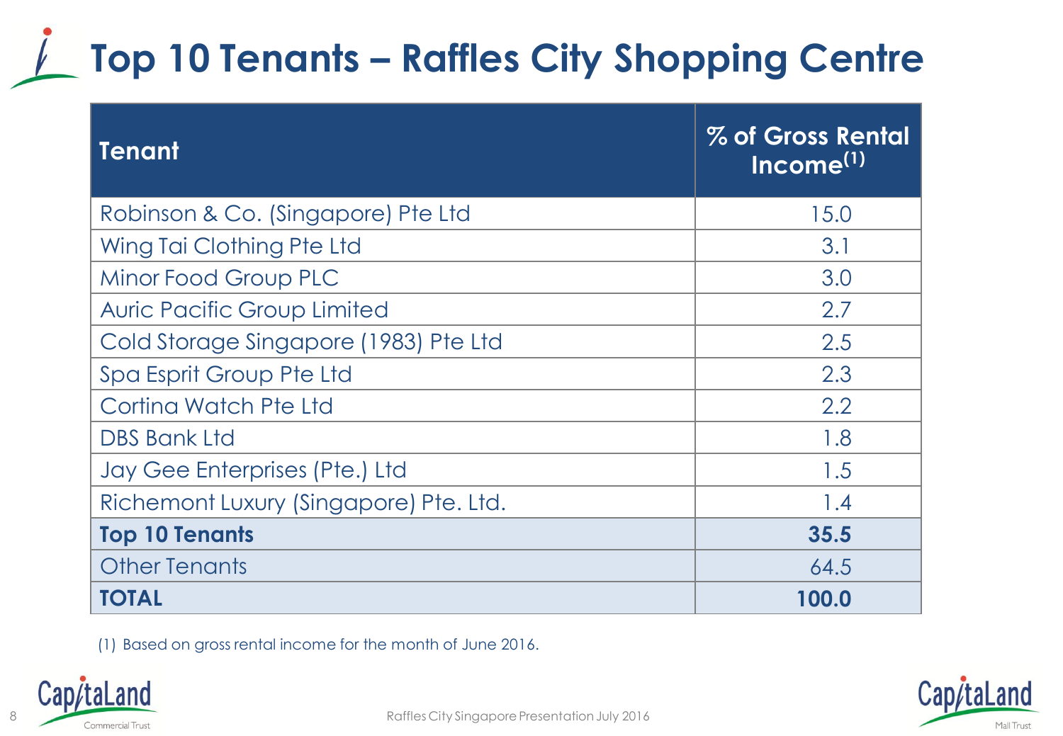# Top 10 Tenants – Raffles City Shopping Centre

| Tenant | % of Gross Rental Income[1] |
|---|---|
| Robinson & Co. (Singapore) Pte Ltd | 15.0 |
| Wing Tai Clothing Pte Ltd | 3.1 |
| Minor Food Group PLC | 3.0 |
| Auric Pacific Group Limited | 2.7 |
| Cold Storage Singapore (1983) Pte Ltd | 2.5 |
| Spa Esprit Group Pte Ltd | 2.3 |
| Cortina Watch Pte Ltd | 2.2 |
| DBS Bank Ltd | 1.8 |
| Jay Gee Enterprises (Pte.) Ltd | 1.5 |
| Richemont Luxury (Singapore) Pte. Ltd. | 1.4 |
| **Top 10 Tenants** | **35.5** |
| Other Tenants | 64.5 |
| **TOTAL** | **100.0** |

(1) Based on gross rental income for the month of June 2016.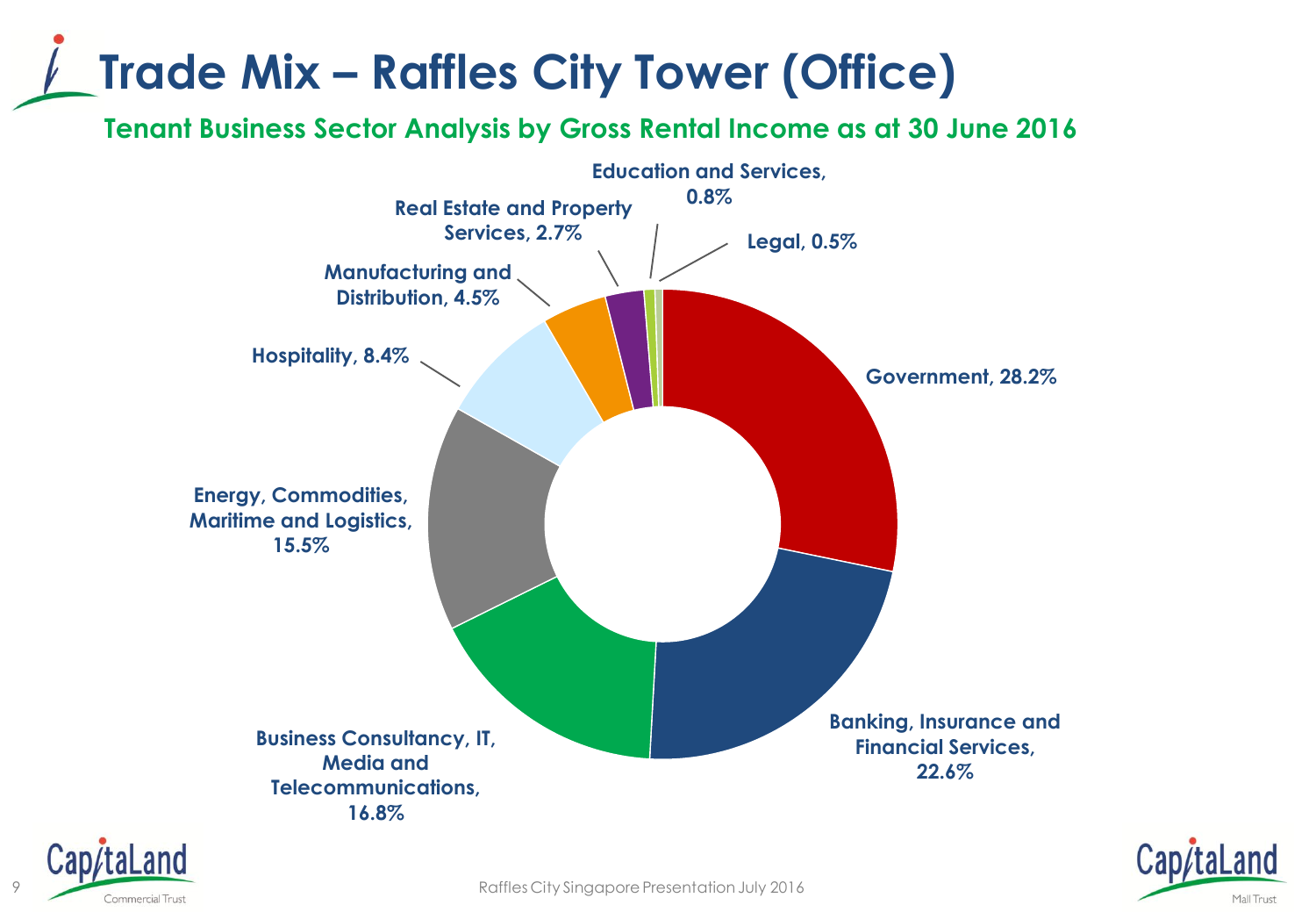# Trade Mix – Raffles City Tower (Office)

## Tenant Business Sector Analysis by Gross Rental Income as at 30 June 2016

| Sector | % |
|---|---|
| Government | 28.2% |
| Banking, Insurance and Financial Services | 22.6% |
| Business Consultancy, IT, Media and Telecommunications | 16.8% |
| Energy, Commodities, Maritime and Logistics | 15.5% |
| Hospitality | 8.4% |
| Manufacturing and Distribution | 4.5% |
| Real Estate and Property Services | 2.7% |
| Education and Services | 0.8% |
| Legal | 0.5% |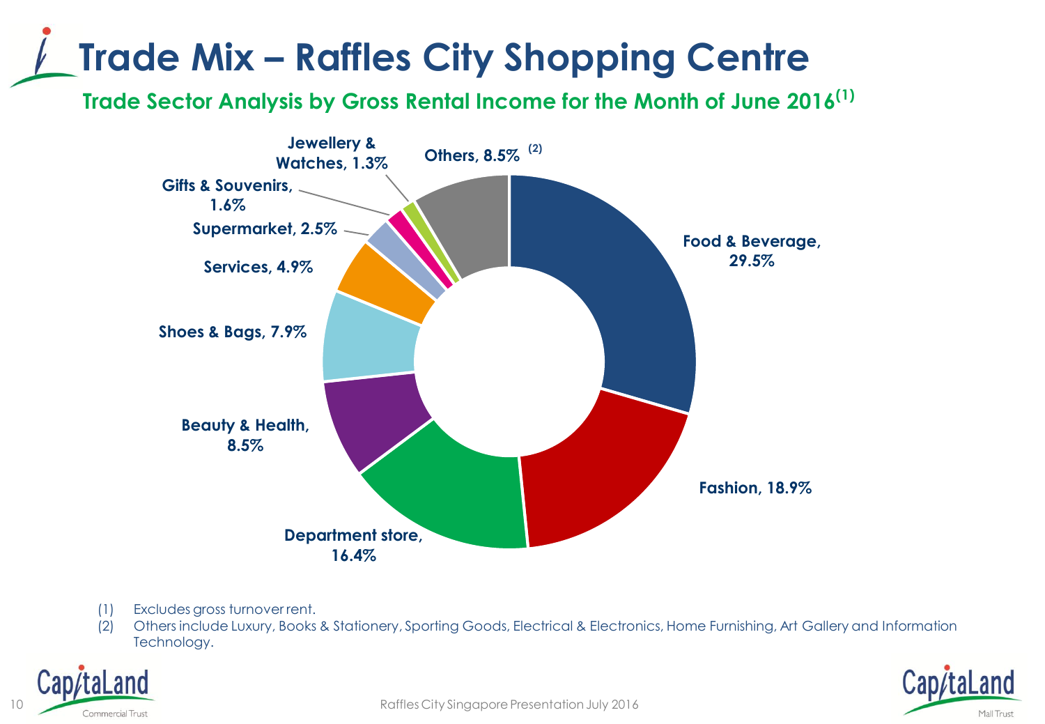# Trade Mix – Raffles City Shopping Centre

## Trade Sector Analysis by Gross Rental Income for the Month of June 2016[1]

| Trade Sector | % |
|---|---|
| Food & Beverage | 29.5% |
| Fashion | 18.9% |
| Department store | 16.4% |
| Beauty & Health | 8.5% |
| Shoes & Bags | 7.9% |
| Services | 4.9% |
| Supermarket | 2.5% |
| Gifts & Souvenirs | 1.6% |
| Jewellery & Watches | 1.3% |
| Others[2] | 8.5% |

(1) Excludes gross turnover rent.

(2) Others include Luxury, Books & Stationery, Sporting Goods, Electrical & Electronics, Home Furnishing, Art Gallery and Information Technology.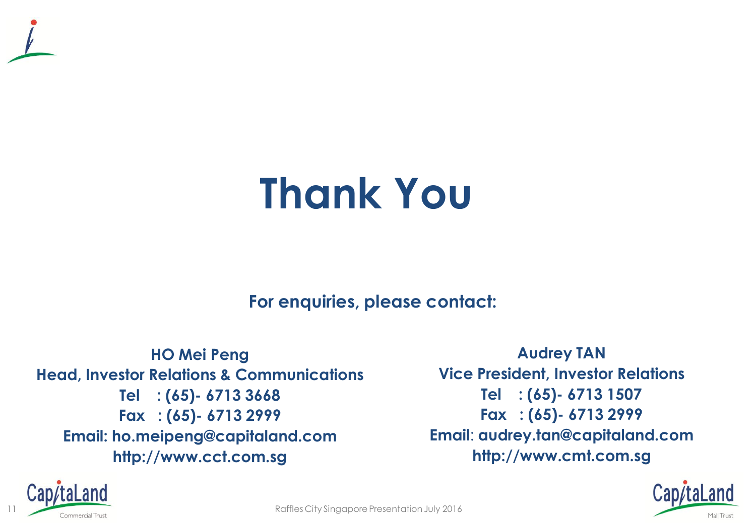# Thank You

**For enquiries, please contact:**

**HO Mei Peng**
**Head, Investor Relations & Communications**
**Tel : (65)- 6713 3668**
**Fax : (65)- 6713 2999**
**Email: ho.meipeng@capitaland.com**
**http://www.cct.com.sg**

**Audrey TAN**
**Vice President, Investor Relations**
**Tel : (65)- 6713 1507**
**Fax : (65)- 6713 2999**
**Email: audrey.tan@capitaland.com**
**http://www.cmt.com.sg**